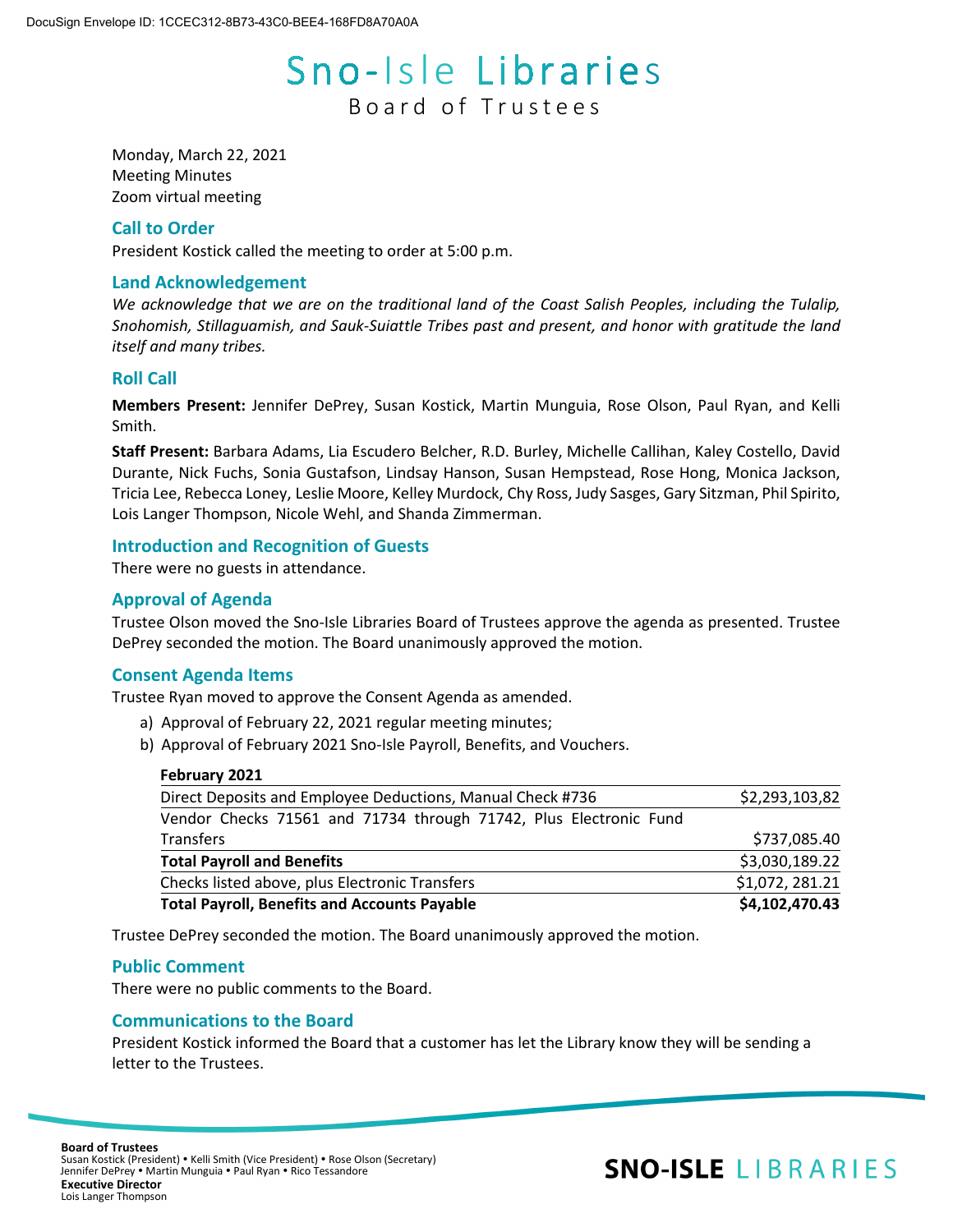# Sno-Isle Libraries

## Board of Trustees

Monday, March 22, 2021
Meeting Minutes
Zoom virtual meeting

### Call to Order

President Kostick called the meeting to order at 5:00 p.m.

### Land Acknowledgement

*We acknowledge that we are on the traditional land of the Coast Salish Peoples, including the Tulalip, Snohomish, Stillaguamish, and Sauk-Suiattle Tribes past and present, and honor with gratitude the land itself and many tribes.*

### Roll Call

**Members Present:** Jennifer DePrey, Susan Kostick, Martin Munguia, Rose Olson, Paul Ryan, and Kelli Smith.

**Staff Present:** Barbara Adams, Lia Escudero Belcher, R.D. Burley, Michelle Callihan, Kaley Costello, David Durante, Nick Fuchs, Sonia Gustafson, Lindsay Hanson, Susan Hempstead, Rose Hong, Monica Jackson, Tricia Lee, Rebecca Loney, Leslie Moore, Kelley Murdock, Chy Ross, Judy Sasges, Gary Sitzman, Phil Spirito, Lois Langer Thompson, Nicole Wehl, and Shanda Zimmerman.

### Introduction and Recognition of Guests

There were no guests in attendance.

### Approval of Agenda

Trustee Olson moved the Sno-Isle Libraries Board of Trustees approve the agenda as presented. Trustee DePrey seconded the motion. The Board unanimously approved the motion.

### Consent Agenda Items

Trustee Ryan moved to approve the Consent Agenda as amended.

a) Approval of February 22, 2021 regular meeting minutes;
b) Approval of February 2021 Sno-Isle Payroll, Benefits, and Vouchers.

| **February 2021** | |
|---|---|
| Direct Deposits and Employee Deductions, Manual Check #736 | $2,293,103,82 |
| Vendor Checks 71561 and 71734 through 71742, Plus Electronic Fund Transfers | $737,085.40 |
| **Total Payroll and Benefits** | $3,030,189.22 |
| Checks listed above, plus Electronic Transfers | $1,072, 281.21 |
| **Total Payroll, Benefits and Accounts Payable** | **$4,102,470.43** |

Trustee DePrey seconded the motion. The Board unanimously approved the motion.

### Public Comment

There were no public comments to the Board.

### Communications to the Board

President Kostick informed the Board that a customer has let the Library know they will be sending a letter to the Trustees.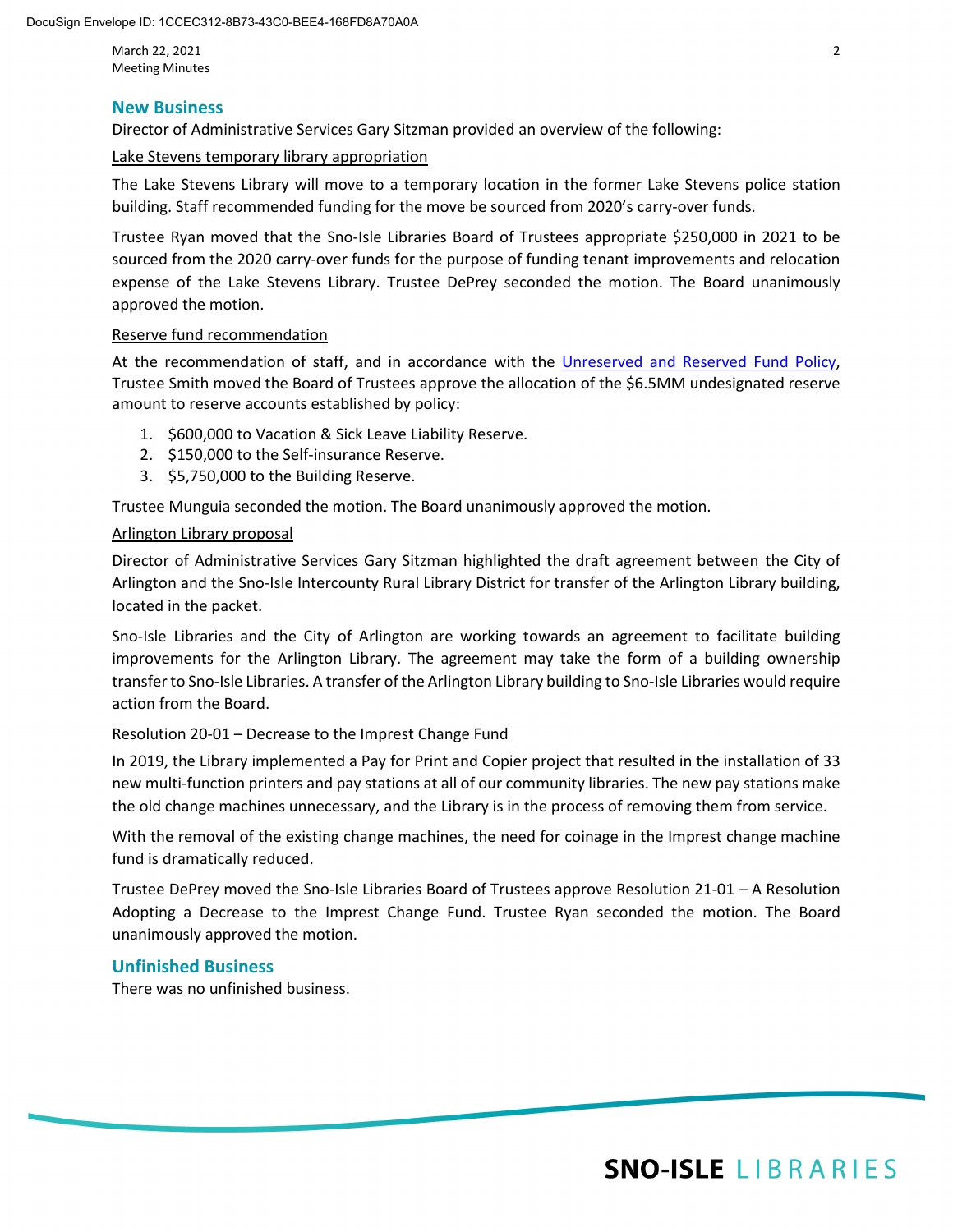## New Business

Director of Administrative Services Gary Sitzman provided an overview of the following:

Lake Stevens temporary library appropriation

The Lake Stevens Library will move to a temporary location in the former Lake Stevens police station building. Staff recommended funding for the move be sourced from 2020's carry-over funds.

Trustee Ryan moved that the Sno-Isle Libraries Board of Trustees appropriate $250,000 in 2021 to be sourced from the 2020 carry-over funds for the purpose of funding tenant improvements and relocation expense of the Lake Stevens Library. Trustee DePrey seconded the motion. The Board unanimously approved the motion.

Reserve fund recommendation

At the recommendation of staff, and in accordance with the Unreserved and Reserved Fund Policy, Trustee Smith moved the Board of Trustees approve the allocation of the $6.5MM undesignated reserve amount to reserve accounts established by policy:

1. $600,000 to Vacation & Sick Leave Liability Reserve.
2. $150,000 to the Self-insurance Reserve.
3. $5,750,000 to the Building Reserve.

Trustee Munguia seconded the motion. The Board unanimously approved the motion.

Arlington Library proposal

Director of Administrative Services Gary Sitzman highlighted the draft agreement between the City of Arlington and the Sno-Isle Intercounty Rural Library District for transfer of the Arlington Library building, located in the packet.

Sno-Isle Libraries and the City of Arlington are working towards an agreement to facilitate building improvements for the Arlington Library. The agreement may take the form of a building ownership transfer to Sno-Isle Libraries. A transfer of the Arlington Library building to Sno-Isle Libraries would require action from the Board.

Resolution 20-01 – Decrease to the Imprest Change Fund

In 2019, the Library implemented a Pay for Print and Copier project that resulted in the installation of 33 new multi-function printers and pay stations at all of our community libraries. The new pay stations make the old change machines unnecessary, and the Library is in the process of removing them from service.

With the removal of the existing change machines, the need for coinage in the Imprest change machine fund is dramatically reduced.

Trustee DePrey moved the Sno-Isle Libraries Board of Trustees approve Resolution 21-01 – A Resolution Adopting a Decrease to the Imprest Change Fund. Trustee Ryan seconded the motion. The Board unanimously approved the motion.

## Unfinished Business

There was no unfinished business.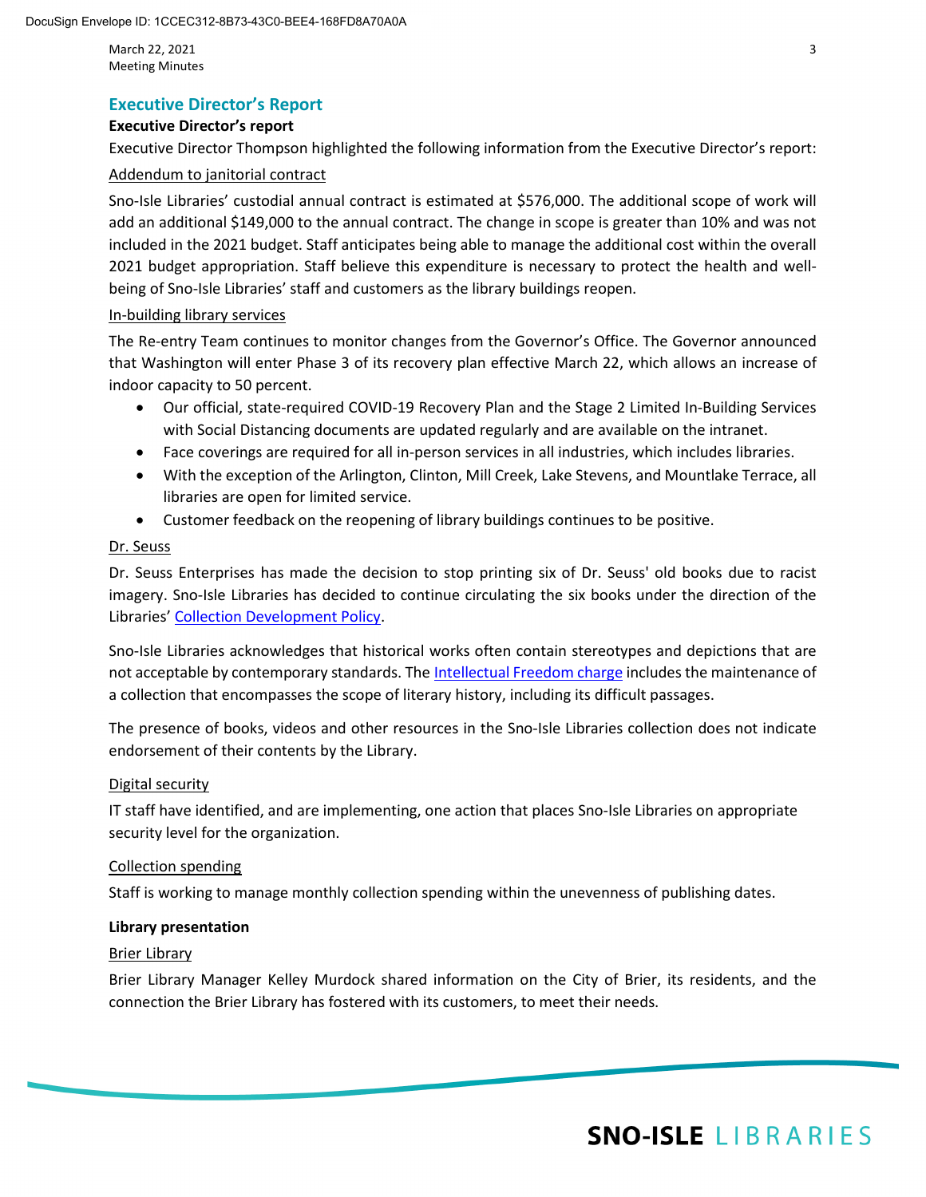## Executive Director's Report

### Executive Director's report

Executive Director Thompson highlighted the following information from the Executive Director's report:

Addendum to janitorial contract

Sno-Isle Libraries' custodial annual contract is estimated at $576,000. The additional scope of work will add an additional $149,000 to the annual contract. The change in scope is greater than 10% and was not included in the 2021 budget. Staff anticipates being able to manage the additional cost within the overall 2021 budget appropriation. Staff believe this expenditure is necessary to protect the health and well-being of Sno-Isle Libraries' staff and customers as the library buildings reopen.

In-building library services

The Re-entry Team continues to monitor changes from the Governor's Office. The Governor announced that Washington will enter Phase 3 of its recovery plan effective March 22, which allows an increase of indoor capacity to 50 percent.

- Our official, state-required COVID-19 Recovery Plan and the Stage 2 Limited In-Building Services with Social Distancing documents are updated regularly and are available on the intranet.
- Face coverings are required for all in-person services in all industries, which includes libraries.
- With the exception of the Arlington, Clinton, Mill Creek, Lake Stevens, and Mountlake Terrace, all libraries are open for limited service.
- Customer feedback on the reopening of library buildings continues to be positive.

Dr. Seuss

Dr. Seuss Enterprises has made the decision to stop printing six of Dr. Seuss' old books due to racist imagery. Sno-Isle Libraries has decided to continue circulating the six books under the direction of the Libraries' Collection Development Policy.

Sno-Isle Libraries acknowledges that historical works often contain stereotypes and depictions that are not acceptable by contemporary standards. The Intellectual Freedom charge includes the maintenance of a collection that encompasses the scope of literary history, including its difficult passages.

The presence of books, videos and other resources in the Sno-Isle Libraries collection does not indicate endorsement of their contents by the Library.

Digital security

IT staff have identified, and are implementing, one action that places Sno-Isle Libraries on appropriate security level for the organization.

Collection spending

Staff is working to manage monthly collection spending within the unevenness of publishing dates.

### Library presentation

Brier Library

Brier Library Manager Kelley Murdock shared information on the City of Brier, its residents, and the connection the Brier Library has fostered with its customers, to meet their needs.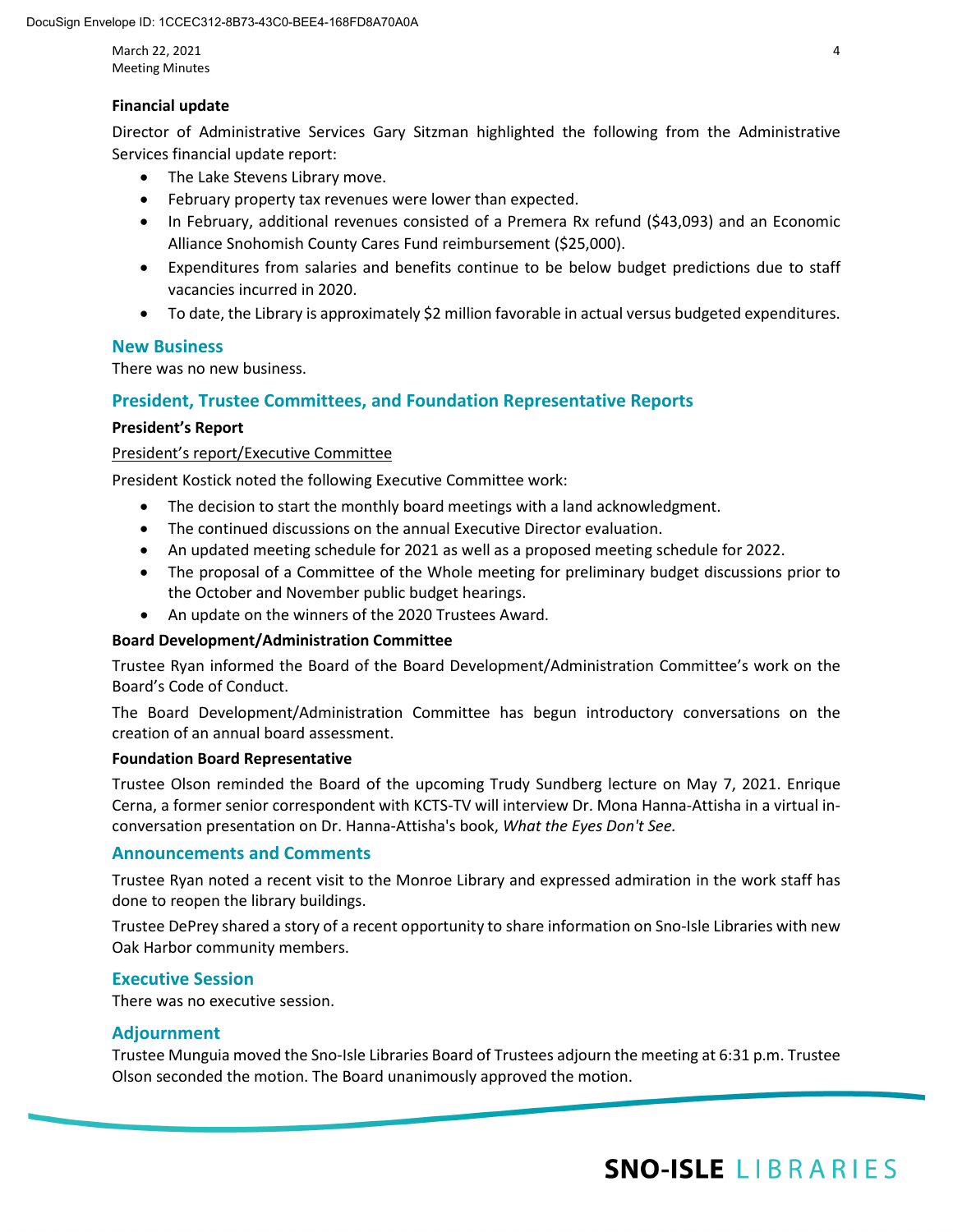**Financial update**

Director of Administrative Services Gary Sitzman highlighted the following from the Administrative Services financial update report:

- The Lake Stevens Library move.
- February property tax revenues were lower than expected.
- In February, additional revenues consisted of a Premera Rx refund ($43,093) and an Economic Alliance Snohomish County Cares Fund reimbursement ($25,000).
- Expenditures from salaries and benefits continue to be below budget predictions due to staff vacancies incurred in 2020.
- To date, the Library is approximately $2 million favorable in actual versus budgeted expenditures.

## New Business

There was no new business.

## President, Trustee Committees, and Foundation Representative Reports

**President's Report**

President's report/Executive Committee

President Kostick noted the following Executive Committee work:

- The decision to start the monthly board meetings with a land acknowledgment.
- The continued discussions on the annual Executive Director evaluation.
- An updated meeting schedule for 2021 as well as a proposed meeting schedule for 2022.
- The proposal of a Committee of the Whole meeting for preliminary budget discussions prior to the October and November public budget hearings.
- An update on the winners of the 2020 Trustees Award.

**Board Development/Administration Committee**

Trustee Ryan informed the Board of the Board Development/Administration Committee's work on the Board's Code of Conduct.

The Board Development/Administration Committee has begun introductory conversations on the creation of an annual board assessment.

**Foundation Board Representative**

Trustee Olson reminded the Board of the upcoming Trudy Sundberg lecture on May 7, 2021. Enrique Cerna, a former senior correspondent with KCTS-TV will interview Dr. Mona Hanna-Attisha in a virtual in-conversation presentation on Dr. Hanna-Attisha's book, *What the Eyes Don't See.*

## Announcements and Comments

Trustee Ryan noted a recent visit to the Monroe Library and expressed admiration in the work staff has done to reopen the library buildings.

Trustee DePrey shared a story of a recent opportunity to share information on Sno-Isle Libraries with new Oak Harbor community members.

## Executive Session

There was no executive session.

## Adjournment

Trustee Munguia moved the Sno-Isle Libraries Board of Trustees adjourn the meeting at 6:31 p.m. Trustee Olson seconded the motion. The Board unanimously approved the motion.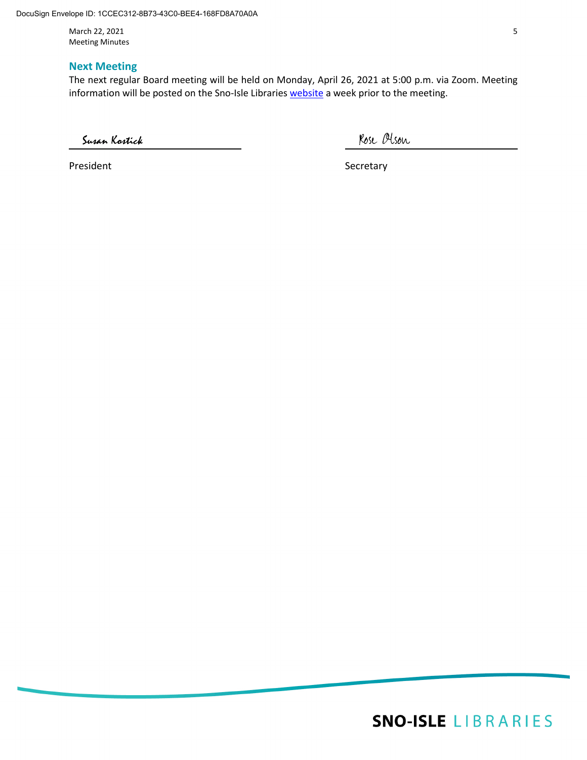## Next Meeting

The next regular Board meeting will be held on Monday, April 26, 2021 at 5:00 p.m. via Zoom. Meeting information will be posted on the Sno-Isle Libraries website a week prior to the meeting.

Susan Kostick

President

Rose Olson

Secretary